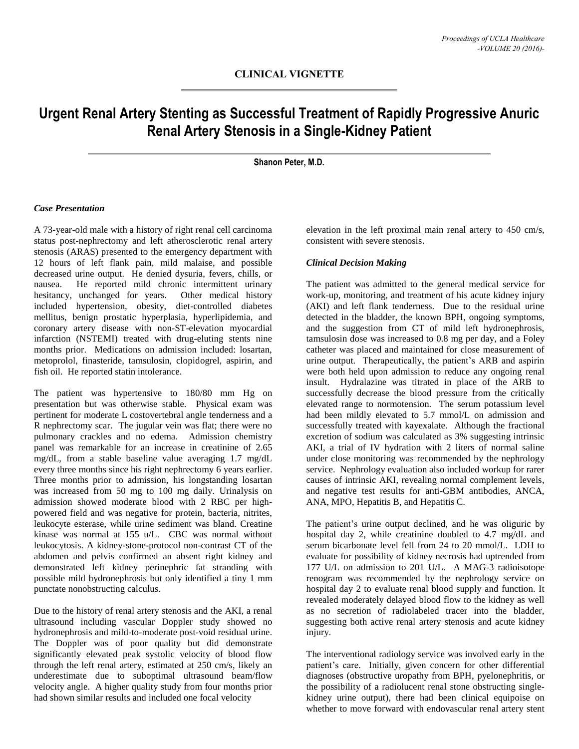**CLINICAL VIGNETTE**

# Urgent Renal Artery Stenting as Successful Treatment of Rapidly Progressive Anuric Renal Artery Stenosis in a Single-Kidney Patient

**Shanon Peter, M.D.**

### *Case Presentation*

A 73-year-old male with a history of right renal cell carcinoma status post-nephrectomy and left atherosclerotic renal artery stenosis (ARAS) presented to the emergency department with 12 hours of left flank pain, mild malaise, and possible decreased urine output. He denied dysuria, fevers, chills, or nausea. He reported mild chronic intermittent urinary hesitancy, unchanged for years. Other medical history included hypertension, obesity, diet-controlled diabetes mellitus, benign prostatic hyperplasia, hyperlipidemia, and coronary artery disease with non-ST-elevation myocardial infarction (NSTEMI) treated with drug-eluting stents nine months prior. Medications on admission included: losartan, metoprolol, finasteride, tamsulosin, clopidogrel, aspirin, and fish oil. He reported statin intolerance.

The patient was hypertensive to 180/80 mm Hg on presentation but was otherwise stable. Physical exam was pertinent for moderate L costovertebral angle tenderness and a R nephrectomy scar. The jugular vein was flat; there were no pulmonary crackles and no edema. Admission chemistry panel was remarkable for an increase in creatinine of 2.65 mg/dL, from a stable baseline value averaging 1.7 mg/dL every three months since his right nephrectomy 6 years earlier. Three months prior to admission, his longstanding losartan was increased from 50 mg to 100 mg daily. Urinalysis on admission showed moderate blood with 2 RBC per high-powered field and was negative for protein, bacteria, nitrites, leukocyte esterase, while urine sediment was bland. Creatine kinase was normal at 155 u/L. CBC was normal without leukocytosis. A kidney-stone-protocol non-contrast CT of the abdomen and pelvis confirmed an absent right kidney and demonstrated left kidney perinephric fat stranding with possible mild hydronephrosis but only identified a tiny 1 mm punctate nonobstructing calculus.

Due to the history of renal artery stenosis and the AKI, a renal ultrasound including vascular Doppler study showed no hydronephrosis and mild-to-moderate post-void residual urine. The Doppler was of poor quality but did demonstrate significantly elevated peak systolic velocity of blood flow through the left renal artery, estimated at 250 cm/s, likely an underestimate due to suboptimal ultrasound beam/flow velocity angle. A higher quality study from four months prior had shown similar results and included one focal velocity elevation in the left proximal main renal artery to 450 cm/s, consistent with severe stenosis.

### *Clinical Decision Making*

The patient was admitted to the general medical service for work-up, monitoring, and treatment of his acute kidney injury (AKI) and left flank tenderness. Due to the residual urine detected in the bladder, the known BPH, ongoing symptoms, and the suggestion from CT of mild left hydronephrosis, tamsulosin dose was increased to 0.8 mg per day, and a Foley catheter was placed and maintained for close measurement of urine output. Therapeutically, the patient's ARB and aspirin were both held upon admission to reduce any ongoing renal insult. Hydralazine was titrated in place of the ARB to successfully decrease the blood pressure from the critically elevated range to normotension. The serum potassium level had been mildly elevated to 5.7 mmol/L on admission and successfully treated with kayexalate. Although the fractional excretion of sodium was calculated as 3% suggesting intrinsic AKI, a trial of IV hydration with 2 liters of normal saline under close monitoring was recommended by the nephrology service. Nephrology evaluation also included workup for rarer causes of intrinsic AKI, revealing normal complement levels, and negative test results for anti-GBM antibodies, ANCA, ANA, MPO, Hepatitis B, and Hepatitis C.

The patient's urine output declined, and he was oliguric by hospital day 2, while creatinine doubled to 4.7 mg/dL and serum bicarbonate level fell from 24 to 20 mmol/L. LDH to evaluate for possibility of kidney necrosis had uptrended from 177 U/L on admission to 201 U/L. A MAG-3 radioisotope renogram was recommended by the nephrology service on hospital day 2 to evaluate renal blood supply and function. It revealed moderately delayed blood flow to the kidney as well as no secretion of radiolabeled tracer into the bladder, suggesting both active renal artery stenosis and acute kidney injury.

The interventional radiology service was involved early in the patient's care. Initially, given concern for other differential diagnoses (obstructive uropathy from BPH, pyelonephritis, or the possibility of a radiolucent renal stone obstructing single-kidney urine output), there had been clinical equipoise on whether to move forward with endovascular renal artery stent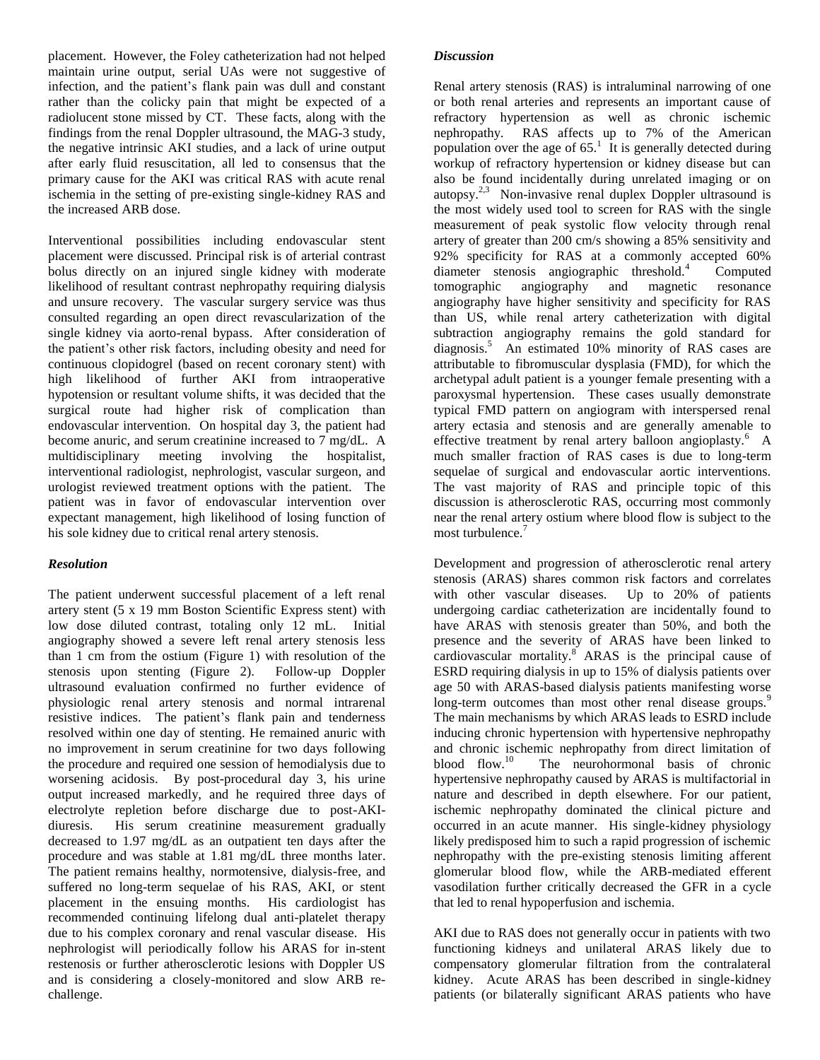placement. However, the Foley catheterization had not helped maintain urine output, serial UAs were not suggestive of infection, and the patient's flank pain was dull and constant rather than the colicky pain that might be expected of a radiolucent stone missed by CT. These facts, along with the findings from the renal Doppler ultrasound, the MAG-3 study, the negative intrinsic AKI studies, and a lack of urine output after early fluid resuscitation, all led to consensus that the primary cause for the AKI was critical RAS with acute renal ischemia in the setting of pre-existing single-kidney RAS and the increased ARB dose.

Interventional possibilities including endovascular stent placement were discussed. Principal risk is of arterial contrast bolus directly on an injured single kidney with moderate likelihood of resultant contrast nephropathy requiring dialysis and unsure recovery. The vascular surgery service was thus consulted regarding an open direct revascularization of the single kidney via aorto-renal bypass. After consideration of the patient's other risk factors, including obesity and need for continuous clopidogrel (based on recent coronary stent) with high likelihood of further AKI from intraoperative hypotension or resultant volume shifts, it was decided that the surgical route had higher risk of complication than endovascular intervention. On hospital day 3, the patient had become anuric, and serum creatinine increased to 7 mg/dL. A multidisciplinary meeting involving the hospitalist, interventional radiologist, nephrologist, vascular surgeon, and urologist reviewed treatment options with the patient. The patient was in favor of endovascular intervention over expectant management, high likelihood of losing function of his sole kidney due to critical renal artery stenosis.

### *Resolution*

The patient underwent successful placement of a left renal artery stent (5 x 19 mm Boston Scientific Express stent) with low dose diluted contrast, totaling only 12 mL. Initial angiography showed a severe left renal artery stenosis less than 1 cm from the ostium (Figure 1) with resolution of the stenosis upon stenting (Figure 2). Follow-up Doppler ultrasound evaluation confirmed no further evidence of physiologic renal artery stenosis and normal intrarenal resistive indices. The patient's flank pain and tenderness resolved within one day of stenting. He remained anuric with no improvement in serum creatinine for two days following the procedure and required one session of hemodialysis due to worsening acidosis. By post-procedural day 3, his urine output increased markedly, and he required three days of electrolyte repletion before discharge due to post-AKI-diuresis. His serum creatinine measurement gradually decreased to 1.97 mg/dL as an outpatient ten days after the procedure and was stable at 1.81 mg/dL three months later. The patient remains healthy, normotensive, dialysis-free, and suffered no long-term sequelae of his RAS, AKI, or stent placement in the ensuing months. His cardiologist has recommended continuing lifelong dual anti-platelet therapy due to his complex coronary and renal vascular disease. His nephrologist will periodically follow his ARAS for in-stent restenosis or further atherosclerotic lesions with Doppler US and is considering a closely-monitored and slow ARB re-challenge.

### *Discussion*

Renal artery stenosis (RAS) is intraluminal narrowing of one or both renal arteries and represents an important cause of refractory hypertension as well as chronic ischemic nephropathy. RAS affects up to 7% of the American population over the age of 65.[1] It is generally detected during workup of refractory hypertension or kidney disease but can also be found incidentally during unrelated imaging or on autopsy.[2,3] Non-invasive renal duplex Doppler ultrasound is the most widely used tool to screen for RAS with the single measurement of peak systolic flow velocity through renal artery of greater than 200 cm/s showing a 85% sensitivity and 92% specificity for RAS at a commonly accepted 60% diameter stenosis angiographic threshold.[4] Computed tomographic angiography and magnetic resonance angiography have higher sensitivity and specificity for RAS than US, while renal artery catheterization with digital subtraction angiography remains the gold standard for diagnosis.[5] An estimated 10% minority of RAS cases are attributable to fibromuscular dysplasia (FMD), for which the archetypal adult patient is a younger female presenting with a paroxysmal hypertension. These cases usually demonstrate typical FMD pattern on angiogram with interspersed renal artery ectasia and stenosis and are generally amenable to effective treatment by renal artery balloon angioplasty.[6] A much smaller fraction of RAS cases is due to long-term sequelae of surgical and endovascular aortic interventions. The vast majority of RAS and principle topic of this discussion is atherosclerotic RAS, occurring most commonly near the renal artery ostium where blood flow is subject to the most turbulence.[7]

Development and progression of atherosclerotic renal artery stenosis (ARAS) shares common risk factors and correlates with other vascular diseases. Up to 20% of patients undergoing cardiac catheterization are incidentally found to have ARAS with stenosis greater than 50%, and both the presence and the severity of ARAS have been linked to cardiovascular mortality.[8] ARAS is the principal cause of ESRD requiring dialysis in up to 15% of dialysis patients over age 50 with ARAS-based dialysis patients manifesting worse long-term outcomes than most other renal disease groups.[9] The main mechanisms by which ARAS leads to ESRD include inducing chronic hypertension with hypertensive nephropathy and chronic ischemic nephropathy from direct limitation of blood flow.[10] The neurohormonal basis of chronic hypertensive nephropathy caused by ARAS is multifactorial in nature and described in depth elsewhere. For our patient, ischemic nephropathy dominated the clinical picture and occurred in an acute manner. His single-kidney physiology likely predisposed him to such a rapid progression of ischemic nephropathy with the pre-existing stenosis limiting afferent glomerular blood flow, while the ARB-mediated efferent vasodilation further critically decreased the GFR in a cycle that led to renal hypoperfusion and ischemia.

AKI due to RAS does not generally occur in patients with two functioning kidneys and unilateral ARAS likely due to compensatory glomerular filtration from the contralateral kidney. Acute ARAS has been described in single-kidney patients (or bilaterally significant ARAS patients who have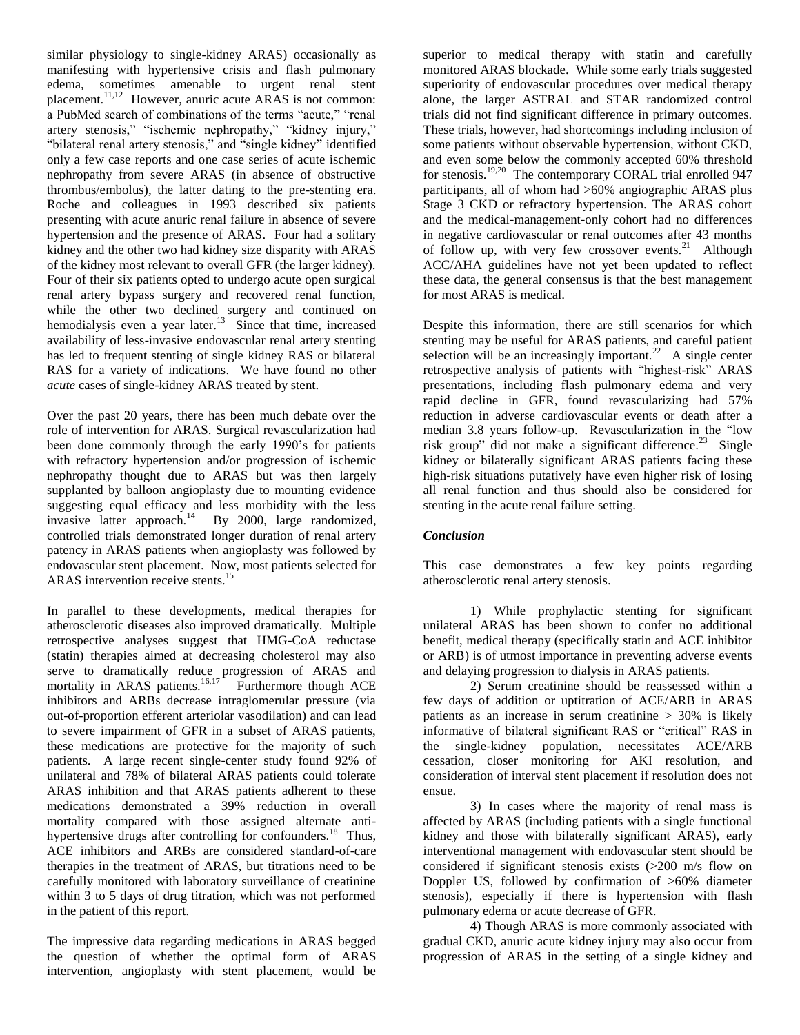similar physiology to single-kidney ARAS) occasionally as manifesting with hypertensive crisis and flash pulmonary edema, sometimes amenable to urgent renal stent placement.[11,12] However, anuric acute ARAS is not common: a PubMed search of combinations of the terms "acute," "renal artery stenosis," "ischemic nephropathy," "kidney injury," "bilateral renal artery stenosis," and "single kidney" identified only a few case reports and one case series of acute ischemic nephropathy from severe ARAS (in absence of obstructive thrombus/embolus), the latter dating to the pre-stenting era. Roche and colleagues in 1993 described six patients presenting with acute anuric renal failure in absence of severe hypertension and the presence of ARAS. Four had a solitary kidney and the other two had kidney size disparity with ARAS of the kidney most relevant to overall GFR (the larger kidney). Four of their six patients opted to undergo acute open surgical renal artery bypass surgery and recovered renal function, while the other two declined surgery and continued on hemodialysis even a year later.[13] Since that time, increased availability of less-invasive endovascular renal artery stenting has led to frequent stenting of single kidney RAS or bilateral RAS for a variety of indications. We have found no other *acute* cases of single-kidney ARAS treated by stent.

Over the past 20 years, there has been much debate over the role of intervention for ARAS. Surgical revascularization had been done commonly through the early 1990's for patients with refractory hypertension and/or progression of ischemic nephropathy thought due to ARAS but was then largely supplanted by balloon angioplasty due to mounting evidence suggesting equal efficacy and less morbidity with the less invasive latter approach.[14] By 2000, large randomized, controlled trials demonstrated longer duration of renal artery patency in ARAS patients when angioplasty was followed by endovascular stent placement. Now, most patients selected for ARAS intervention receive stents.[15]

In parallel to these developments, medical therapies for atherosclerotic diseases also improved dramatically. Multiple retrospective analyses suggest that HMG-CoA reductase (statin) therapies aimed at decreasing cholesterol may also serve to dramatically reduce progression of ARAS and mortality in ARAS patients.[16,17] Furthermore though ACE inhibitors and ARBs decrease intraglomerular pressure (via out-of-proportion efferent arteriolar vasodilation) and can lead to severe impairment of GFR in a subset of ARAS patients, these medications are protective for the majority of such patients. A large recent single-center study found 92% of unilateral and 78% of bilateral ARAS patients could tolerate ARAS inhibition and that ARAS patients adherent to these medications demonstrated a 39% reduction in overall mortality compared with those assigned alternate anti-hypertensive drugs after controlling for confounders.[18] Thus, ACE inhibitors and ARBs are considered standard-of-care therapies in the treatment of ARAS, but titrations need to be carefully monitored with laboratory surveillance of creatinine within 3 to 5 days of drug titration, which was not performed in the patient of this report.

The impressive data regarding medications in ARAS begged the question of whether the optimal form of ARAS intervention, angioplasty with stent placement, would be superior to medical therapy with statin and carefully monitored ARAS blockade. While some early trials suggested superiority of endovascular procedures over medical therapy alone, the larger ASTRAL and STAR randomized control trials did not find significant difference in primary outcomes. These trials, however, had shortcomings including inclusion of some patients without observable hypertension, without CKD, and even some below the commonly accepted 60% threshold for stenosis.[19,20] The contemporary CORAL trial enrolled 947 participants, all of whom had >60% angiographic ARAS plus Stage 3 CKD or refractory hypertension. The ARAS cohort and the medical-management-only cohort had no differences in negative cardiovascular or renal outcomes after 43 months of follow up, with very few crossover events.[21] Although ACC/AHA guidelines have not yet been updated to reflect these data, the general consensus is that the best management for most ARAS is medical.

Despite this information, there are still scenarios for which stenting may be useful for ARAS patients, and careful patient selection will be an increasingly important.[22] A single center retrospective analysis of patients with "highest-risk" ARAS presentations, including flash pulmonary edema and very rapid decline in GFR, found revascularizing had 57% reduction in adverse cardiovascular events or death after a median 3.8 years follow-up. Revascularization in the "low risk group" did not make a significant difference.[23] Single kidney or bilaterally significant ARAS patients facing these high-risk situations putatively have even higher risk of losing all renal function and thus should also be considered for stenting in the acute renal failure setting.

### *Conclusion*

This case demonstrates a few key points regarding atherosclerotic renal artery stenosis.

1) While prophylactic stenting for significant unilateral ARAS has been shown to confer no additional benefit, medical therapy (specifically statin and ACE inhibitor or ARB) is of utmost importance in preventing adverse events and delaying progression to dialysis in ARAS patients.

2) Serum creatinine should be reassessed within a few days of addition or uptitration of ACE/ARB in ARAS patients as an increase in serum creatinine > 30% is likely informative of bilateral significant RAS or "critical" RAS in the single-kidney population, necessitates ACE/ARB cessation, closer monitoring for AKI resolution, and consideration of interval stent placement if resolution does not ensue.

3) In cases where the majority of renal mass is affected by ARAS (including patients with a single functional kidney and those with bilaterally significant ARAS), early interventional management with endovascular stent should be considered if significant stenosis exists (>200 m/s flow on Doppler US, followed by confirmation of >60% diameter stenosis), especially if there is hypertension with flash pulmonary edema or acute decrease of GFR.

4) Though ARAS is more commonly associated with gradual CKD, anuric acute kidney injury may also occur from progression of ARAS in the setting of a single kidney and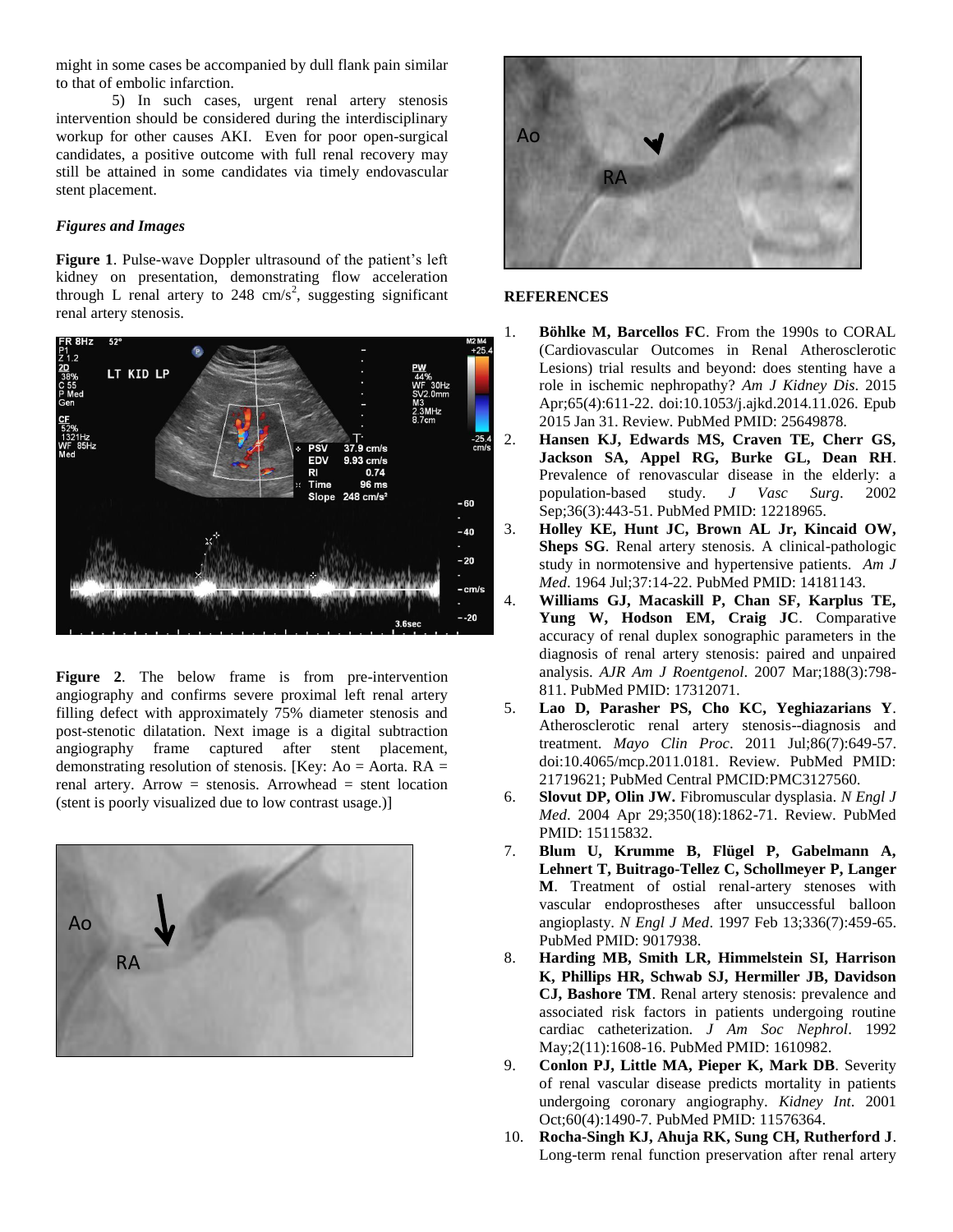might in some cases be accompanied by dull flank pain similar to that of embolic infarction.

5) In such cases, urgent renal artery stenosis intervention should be considered during the interdisciplinary workup for other causes AKI. Even for poor open-surgical candidates, a positive outcome with full renal recovery may still be attained in some candidates via timely endovascular stent placement.

### *Figures and Images*

**Figure 1**. Pulse-wave Doppler ultrasound of the patient's left kidney on presentation, demonstrating flow acceleration through L renal artery to 248 cm/s$^2$, suggesting significant renal artery stenosis.

**Figure 2**. The below frame is from pre-intervention angiography and confirms severe proximal left renal artery filling defect with approximately 75% diameter stenosis and post-stenotic dilatation. Next image is a digital subtraction angiography frame captured after stent placement, demonstrating resolution of stenosis. [Key: Ao = Aorta. RA = renal artery. Arrow = stenosis. Arrowhead = stent location (stent is poorly visualized due to low contrast usage.)]

## REFERENCES

1. **Böhlke M, Barcellos FC**. From the 1990s to CORAL (Cardiovascular Outcomes in Renal Atherosclerotic Lesions) trial results and beyond: does stenting have a role in ischemic nephropathy? *Am J Kidney Dis*. 2015 Apr;65(4):611-22. doi:10.1053/j.ajkd.2014.11.026. Epub 2015 Jan 31. Review. PubMed PMID: 25649878.
2. **Hansen KJ, Edwards MS, Craven TE, Cherr GS, Jackson SA, Appel RG, Burke GL, Dean RH**. Prevalence of renovascular disease in the elderly: a population-based study. *J Vasc Surg*. 2002 Sep;36(3):443-51. PubMed PMID: 12218965.
3. **Holley KE, Hunt JC, Brown AL Jr, Kincaid OW, Sheps SG**. Renal artery stenosis. A clinical-pathologic study in normotensive and hypertensive patients. *Am J Med*. 1964 Jul;37:14-22. PubMed PMID: 14181143.
4. **Williams GJ, Macaskill P, Chan SF, Karplus TE, Yung W, Hodson EM, Craig JC**. Comparative accuracy of renal duplex sonographic parameters in the diagnosis of renal artery stenosis: paired and unpaired analysis. *AJR Am J Roentgenol*. 2007 Mar;188(3):798-811. PubMed PMID: 17312071.
5. **Lao D, Parasher PS, Cho KC, Yeghiazarians Y**. Atherosclerotic renal artery stenosis--diagnosis and treatment. *Mayo Clin Proc*. 2011 Jul;86(7):649-57. doi:10.4065/mcp.2011.0181. Review. PubMed PMID: 21719621; PubMed Central PMCID:PMC3127560.
6. **Slovut DP, Olin JW.** Fibromuscular dysplasia. *N Engl J Med*. 2004 Apr 29;350(18):1862-71. Review. PubMed PMID: 15115832.
7. **Blum U, Krumme B, Flügel P, Gabelmann A, Lehnert T, Buitrago-Tellez C, Schollmeyer P, Langer M**. Treatment of ostial renal-artery stenoses with vascular endoprostheses after unsuccessful balloon angioplasty. *N Engl J Med*. 1997 Feb 13;336(7):459-65. PubMed PMID: 9017938.
8. **Harding MB, Smith LR, Himmelstein SI, Harrison K, Phillips HR, Schwab SJ, Hermiller JB, Davidson CJ, Bashore TM**. Renal artery stenosis: prevalence and associated risk factors in patients undergoing routine cardiac catheterization. *J Am Soc Nephrol*. 1992 May;2(11):1608-16. PubMed PMID: 1610982.
9. **Conlon PJ, Little MA, Pieper K, Mark DB**. Severity of renal vascular disease predicts mortality in patients undergoing coronary angiography. *Kidney Int*. 2001 Oct;60(4):1490-7. PubMed PMID: 11576364.
10. **Rocha-Singh KJ, Ahuja RK, Sung CH, Rutherford J**. Long-term renal function preservation after renal artery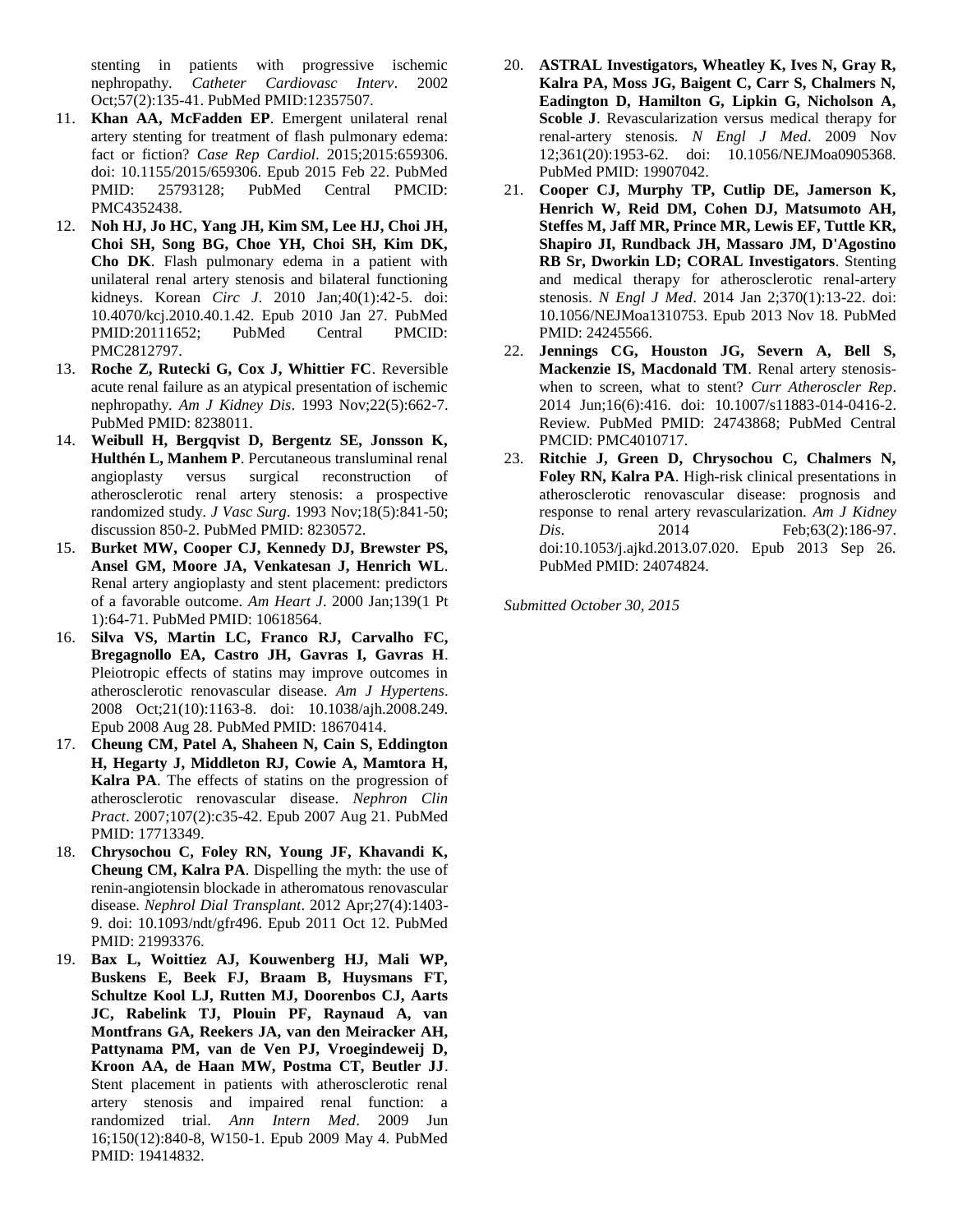stenting in patients with progressive ischemic nephropathy. *Catheter Cardiovasc Interv*. 2002 Oct;57(2):135-41. PubMed PMID:12357507.

11. **Khan AA, McFadden EP**. Emergent unilateral renal artery stenting for treatment of flash pulmonary edema: fact or fiction? *Case Rep Cardiol*. 2015;2015:659306. doi: 10.1155/2015/659306. Epub 2015 Feb 22. PubMed PMID: 25793128; PubMed Central PMCID: PMC4352438.
12. **Noh HJ, Jo HC, Yang JH, Kim SM, Lee HJ, Choi JH, Choi SH, Song BG, Choe YH, Choi SH, Kim DK, Cho DK**. Flash pulmonary edema in a patient with unilateral renal artery stenosis and bilateral functioning kidneys. Korean *Circ J*. 2010 Jan;40(1):42-5. doi: 10.4070/kcj.2010.40.1.42. Epub 2010 Jan 27. PubMed PMID:20111652; PubMed Central PMCID: PMC2812797.
13. **Roche Z, Rutecki G, Cox J, Whittier FC**. Reversible acute renal failure as an atypical presentation of ischemic nephropathy. *Am J Kidney Dis*. 1993 Nov;22(5):662-7. PubMed PMID: 8238011.
14. **Weibull H, Bergqvist D, Bergentz SE, Jonsson K, Hulthén L, Manhem P**. Percutaneous transluminal renal angioplasty versus surgical reconstruction of atherosclerotic renal artery stenosis: a prospective randomized study. *J Vasc Surg*. 1993 Nov;18(5):841-50; discussion 850-2. PubMed PMID: 8230572.
15. **Burket MW, Cooper CJ, Kennedy DJ, Brewster PS, Ansel GM, Moore JA, Venkatesan J, Henrich WL**. Renal artery angioplasty and stent placement: predictors of a favorable outcome. *Am Heart J*. 2000 Jan;139(1 Pt 1):64-71. PubMed PMID: 10618564.
16. **Silva VS, Martin LC, Franco RJ, Carvalho FC, Bregagnollo EA, Castro JH, Gavras I, Gavras H**. Pleiotropic effects of statins may improve outcomes in atherosclerotic renovascular disease. *Am J Hypertens*. 2008 Oct;21(10):1163-8. doi: 10.1038/ajh.2008.249. Epub 2008 Aug 28. PubMed PMID: 18670414.
17. **Cheung CM, Patel A, Shaheen N, Cain S, Eddington H, Hegarty J, Middleton RJ, Cowie A, Mamtora H, Kalra PA**. The effects of statins on the progression of atherosclerotic renovascular disease. *Nephron Clin Pract*. 2007;107(2):c35-42. Epub 2007 Aug 21. PubMed PMID: 17713349.
18. **Chrysochou C, Foley RN, Young JF, Khavandi K, Cheung CM, Kalra PA**. Dispelling the myth: the use of renin-angiotensin blockade in atheromatous renovascular disease. *Nephrol Dial Transplant*. 2012 Apr;27(4):1403-9. doi: 10.1093/ndt/gfr496. Epub 2011 Oct 12. PubMed PMID: 21993376.
19. **Bax L, Woittiez AJ, Kouwenberg HJ, Mali WP, Buskens E, Beek FJ, Braam B, Huysmans FT, Schultze Kool LJ, Rutten MJ, Doorenbos CJ, Aarts JC, Rabelink TJ, Plouin PF, Raynaud A, van Montfrans GA, Reekers JA, van den Meiracker AH, Pattynama PM, van de Ven PJ, Vroegindeweij D, Kroon AA, de Haan MW, Postma CT, Beutler JJ**. Stent placement in patients with atherosclerotic renal artery stenosis and impaired renal function: a randomized trial. *Ann Intern Med*. 2009 Jun 16;150(12):840-8, W150-1. Epub 2009 May 4. PubMed PMID: 19414832.
20. **ASTRAL Investigators, Wheatley K, Ives N, Gray R, Kalra PA, Moss JG, Baigent C, Carr S, Chalmers N, Eadington D, Hamilton G, Lipkin G, Nicholson A, Scoble J**. Revascularization versus medical therapy for renal-artery stenosis. *N Engl J Med*. 2009 Nov 12;361(20):1953-62. doi: 10.1056/NEJMoa0905368. PubMed PMID: 19907042.
21. **Cooper CJ, Murphy TP, Cutlip DE, Jamerson K, Henrich W, Reid DM, Cohen DJ, Matsumoto AH, Steffes M, Jaff MR, Prince MR, Lewis EF, Tuttle KR, Shapiro JI, Rundback JH, Massaro JM, D'Agostino RB Sr, Dworkin LD; CORAL Investigators**. Stenting and medical therapy for atherosclerotic renal-artery stenosis. *N Engl J Med*. 2014 Jan 2;370(1):13-22. doi: 10.1056/NEJMoa1310753. Epub 2013 Nov 18. PubMed PMID: 24245566.
22. **Jennings CG, Houston JG, Severn A, Bell S, Mackenzie IS, Macdonald TM**. Renal artery stenosis-when to screen, what to stent? *Curr Atheroscler Rep*. 2014 Jun;16(6):416. doi: 10.1007/s11883-014-0416-2. Review. PubMed PMID: 24743868; PubMed Central PMCID: PMC4010717.
23. **Ritchie J, Green D, Chrysochou C, Chalmers N, Foley RN, Kalra PA**. High-risk clinical presentations in atherosclerotic renovascular disease: prognosis and response to renal artery revascularization. *Am J Kidney Dis*. 2014 Feb;63(2):186-97. doi:10.1053/j.ajkd.2013.07.020. Epub 2013 Sep 26. PubMed PMID: 24074824.

*Submitted October 30, 2015*